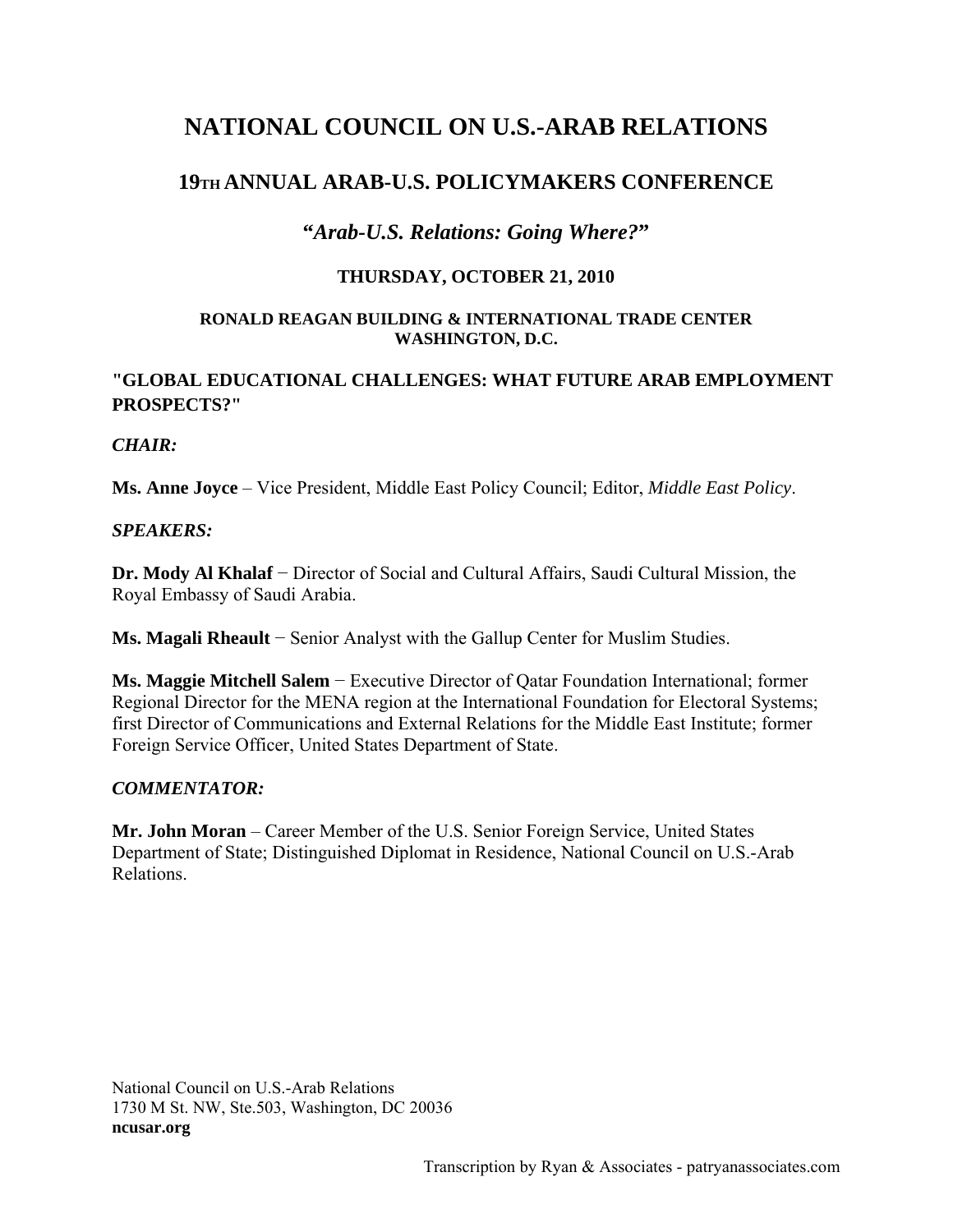# NATIONAL COUNCIL ON U.S.-ARAB RELATIONS

## 19TH ANNUAL ARAB-U.S. POLICYMAKERS CONFERENCE

### *"Arab-U.S. Relations: Going Where?"*

**THURSDAY, OCTOBER 21, 2010**

**RONALD REAGAN BUILDING & INTERNATIONAL TRADE CENTER**
**WASHINGTON, D.C.**

**"GLOBAL EDUCATIONAL CHALLENGES: WHAT FUTURE ARAB EMPLOYMENT PROSPECTS?"**

***CHAIR:***

**Ms. Anne Joyce** – Vice President, Middle East Policy Council; Editor, *Middle East Policy*.

***SPEAKERS:***

**Dr. Mody Al Khalaf** − Director of Social and Cultural Affairs, Saudi Cultural Mission, the Royal Embassy of Saudi Arabia.

**Ms. Magali Rheault** − Senior Analyst with the Gallup Center for Muslim Studies.

**Ms. Maggie Mitchell Salem** − Executive Director of Qatar Foundation International; former Regional Director for the MENA region at the International Foundation for Electoral Systems; first Director of Communications and External Relations for the Middle East Institute; former Foreign Service Officer, United States Department of State.

***COMMENTATOR:***

**Mr. John Moran** – Career Member of the U.S. Senior Foreign Service, United States Department of State; Distinguished Diplomat in Residence, National Council on U.S.-Arab Relations.

National Council on U.S.-Arab Relations
1730 M St. NW, Ste.503, Washington, DC 20036
**ncusar.org**

Transcription by Ryan & Associates - patryanassociates.com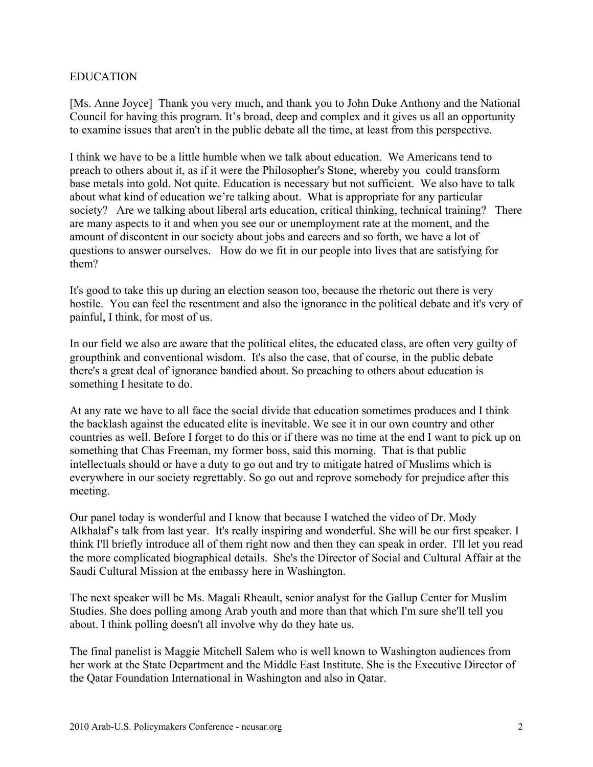EDUCATION

[Ms. Anne Joyce] Thank you very much, and thank you to John Duke Anthony and the National Council for having this program. It's broad, deep and complex and it gives us all an opportunity to examine issues that aren't in the public debate all the time, at least from this perspective.

I think we have to be a little humble when we talk about education. We Americans tend to preach to others about it, as if it were the Philosopher's Stone, whereby you could transform base metals into gold. Not quite. Education is necessary but not sufficient. We also have to talk about what kind of education we're talking about. What is appropriate for any particular society? Are we talking about liberal arts education, critical thinking, technical training? There are many aspects to it and when you see our or unemployment rate at the moment, and the amount of discontent in our society about jobs and careers and so forth, we have a lot of questions to answer ourselves. How do we fit in our people into lives that are satisfying for them?

It's good to take this up during an election season too, because the rhetoric out there is very hostile. You can feel the resentment and also the ignorance in the political debate and it's very of painful, I think, for most of us.

In our field we also are aware that the political elites, the educated class, are often very guilty of groupthink and conventional wisdom. It's also the case, that of course, in the public debate there's a great deal of ignorance bandied about. So preaching to others about education is something I hesitate to do.

At any rate we have to all face the social divide that education sometimes produces and I think the backlash against the educated elite is inevitable. We see it in our own country and other countries as well. Before I forget to do this or if there was no time at the end I want to pick up on something that Chas Freeman, my former boss, said this morning. That is that public intellectuals should or have a duty to go out and try to mitigate hatred of Muslims which is everywhere in our society regrettably. So go out and reprove somebody for prejudice after this meeting.

Our panel today is wonderful and I know that because I watched the video of Dr. Mody Alkhalaf's talk from last year. It's really inspiring and wonderful. She will be our first speaker. I think I'll briefly introduce all of them right now and then they can speak in order. I'll let you read the more complicated biographical details. She's the Director of Social and Cultural Affair at the Saudi Cultural Mission at the embassy here in Washington.

The next speaker will be Ms. Magali Rheault, senior analyst for the Gallup Center for Muslim Studies. She does polling among Arab youth and more than that which I'm sure she'll tell you about. I think polling doesn't all involve why do they hate us.

The final panelist is Maggie Mitchell Salem who is well known to Washington audiences from her work at the State Department and the Middle East Institute. She is the Executive Director of the Qatar Foundation International in Washington and also in Qatar.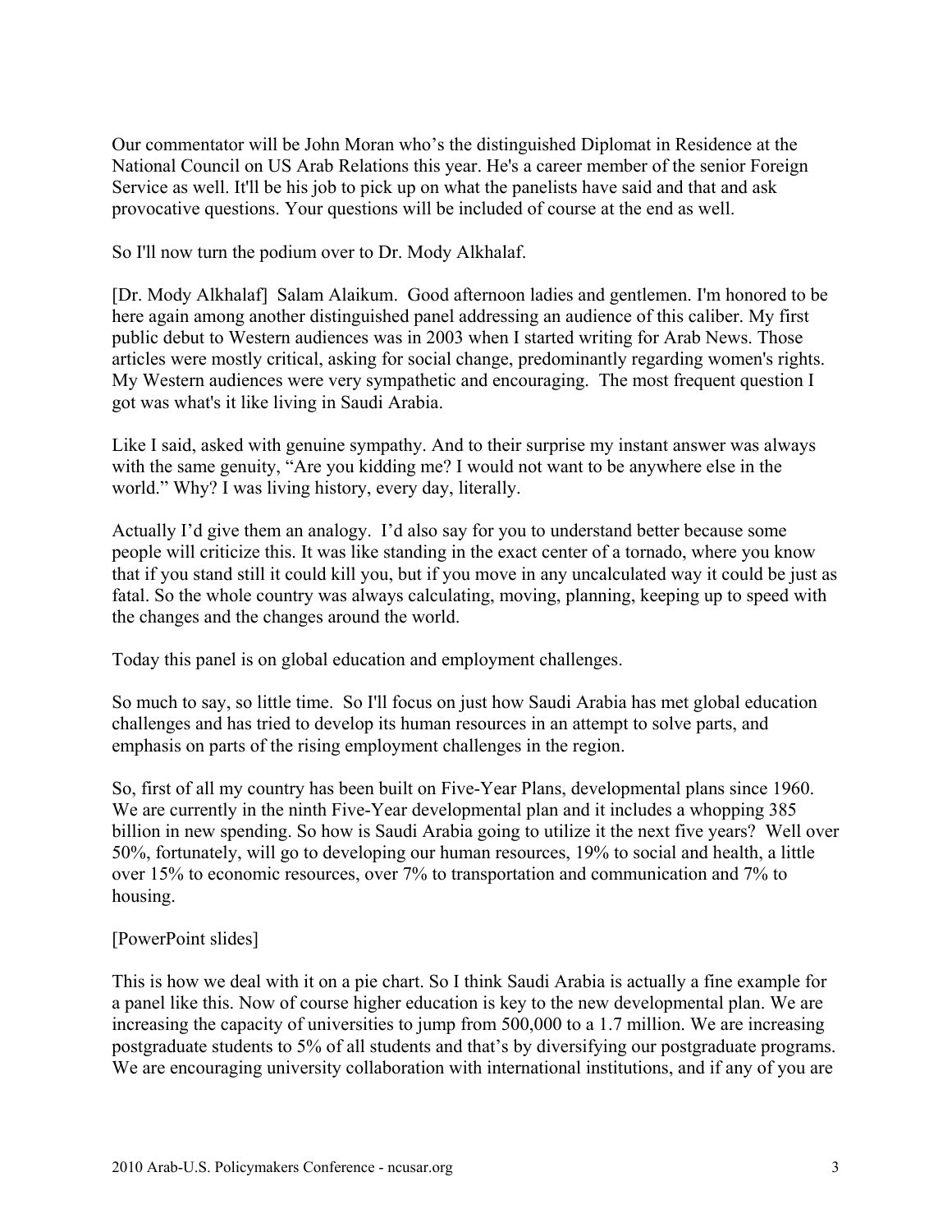Our commentator will be John Moran who's the distinguished Diplomat in Residence at the National Council on US Arab Relations this year. He's a career member of the senior Foreign Service as well. It'll be his job to pick up on what the panelists have said and that and ask provocative questions. Your questions will be included of course at the end as well.

So I'll now turn the podium over to Dr. Mody Alkhalaf.

[Dr. Mody Alkhalaf] Salam Alaikum. Good afternoon ladies and gentlemen. I'm honored to be here again among another distinguished panel addressing an audience of this caliber. My first public debut to Western audiences was in 2003 when I started writing for Arab News. Those articles were mostly critical, asking for social change, predominantly regarding women's rights. My Western audiences were very sympathetic and encouraging. The most frequent question I got was what's it like living in Saudi Arabia.

Like I said, asked with genuine sympathy. And to their surprise my instant answer was always with the same genuity, "Are you kidding me? I would not want to be anywhere else in the world." Why? I was living history, every day, literally.

Actually I'd give them an analogy. I'd also say for you to understand better because some people will criticize this. It was like standing in the exact center of a tornado, where you know that if you stand still it could kill you, but if you move in any uncalculated way it could be just as fatal. So the whole country was always calculating, moving, planning, keeping up to speed with the changes and the changes around the world.

Today this panel is on global education and employment challenges.

So much to say, so little time. So I'll focus on just how Saudi Arabia has met global education challenges and has tried to develop its human resources in an attempt to solve parts, and emphasis on parts of the rising employment challenges in the region.

So, first of all my country has been built on Five-Year Plans, developmental plans since 1960. We are currently in the ninth Five-Year developmental plan and it includes a whopping 385 billion in new spending. So how is Saudi Arabia going to utilize it the next five years? Well over 50%, fortunately, will go to developing our human resources, 19% to social and health, a little over 15% to economic resources, over 7% to transportation and communication and 7% to housing.

[PowerPoint slides]

This is how we deal with it on a pie chart. So I think Saudi Arabia is actually a fine example for a panel like this. Now of course higher education is key to the new developmental plan. We are increasing the capacity of universities to jump from 500,000 to a 1.7 million. We are increasing postgraduate students to 5% of all students and that's by diversifying our postgraduate programs. We are encouraging university collaboration with international institutions, and if any of you are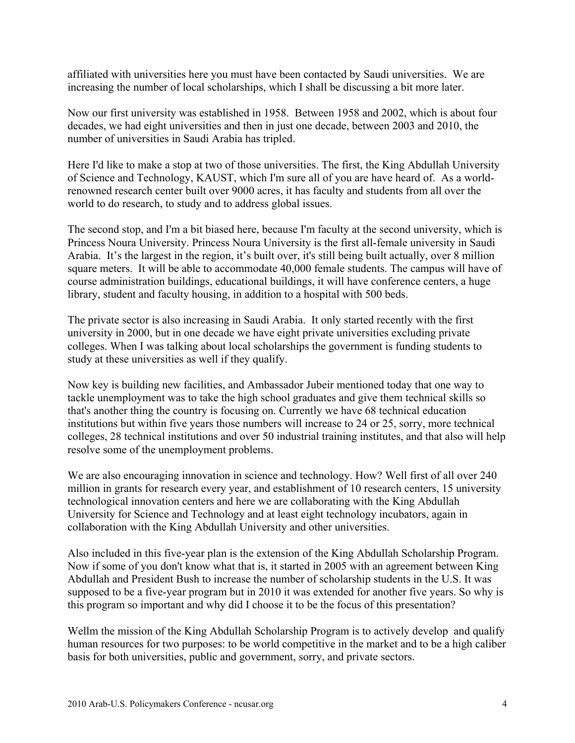affiliated with universities here you must have been contacted by Saudi universities. We are increasing the number of local scholarships, which I shall be discussing a bit more later.

Now our first university was established in 1958. Between 1958 and 2002, which is about four decades, we had eight universities and then in just one decade, between 2003 and 2010, the number of universities in Saudi Arabia has tripled.

Here I'd like to make a stop at two of those universities. The first, the King Abdullah University of Science and Technology, KAUST, which I'm sure all of you are have heard of. As a world-renowned research center built over 9000 acres, it has faculty and students from all over the world to do research, to study and to address global issues.

The second stop, and I'm a bit biased here, because I'm faculty at the second university, which is Princess Noura University. Princess Noura University is the first all-female university in Saudi Arabia. It's the largest in the region, it's built over, it's still being built actually, over 8 million square meters. It will be able to accommodate 40,000 female students. The campus will have of course administration buildings, educational buildings, it will have conference centers, a huge library, student and faculty housing, in addition to a hospital with 500 beds.

The private sector is also increasing in Saudi Arabia. It only started recently with the first university in 2000, but in one decade we have eight private universities excluding private colleges. When I was talking about local scholarships the government is funding students to study at these universities as well if they qualify.

Now key is building new facilities, and Ambassador Jubeir mentioned today that one way to tackle unemployment was to take the high school graduates and give them technical skills so that's another thing the country is focusing on. Currently we have 68 technical education institutions but within five years those numbers will increase to 24 or 25, sorry, more technical colleges, 28 technical institutions and over 50 industrial training institutes, and that also will help resolve some of the unemployment problems.

We are also encouraging innovation in science and technology. How? Well first of all over 240 million in grants for research every year, and establishment of 10 research centers, 15 university technological innovation centers and here we are collaborating with the King Abdullah University for Science and Technology and at least eight technology incubators, again in collaboration with the King Abdullah University and other universities.

Also included in this five-year plan is the extension of the King Abdullah Scholarship Program. Now if some of you don't know what that is, it started in 2005 with an agreement between King Abdullah and President Bush to increase the number of scholarship students in the U.S. It was supposed to be a five-year program but in 2010 it was extended for another five years. So why is this program so important and why did I choose it to be the focus of this presentation?

Wellm the mission of the King Abdullah Scholarship Program is to actively develop and qualify human resources for two purposes: to be world competitive in the market and to be a high caliber basis for both universities, public and government, sorry, and private sectors.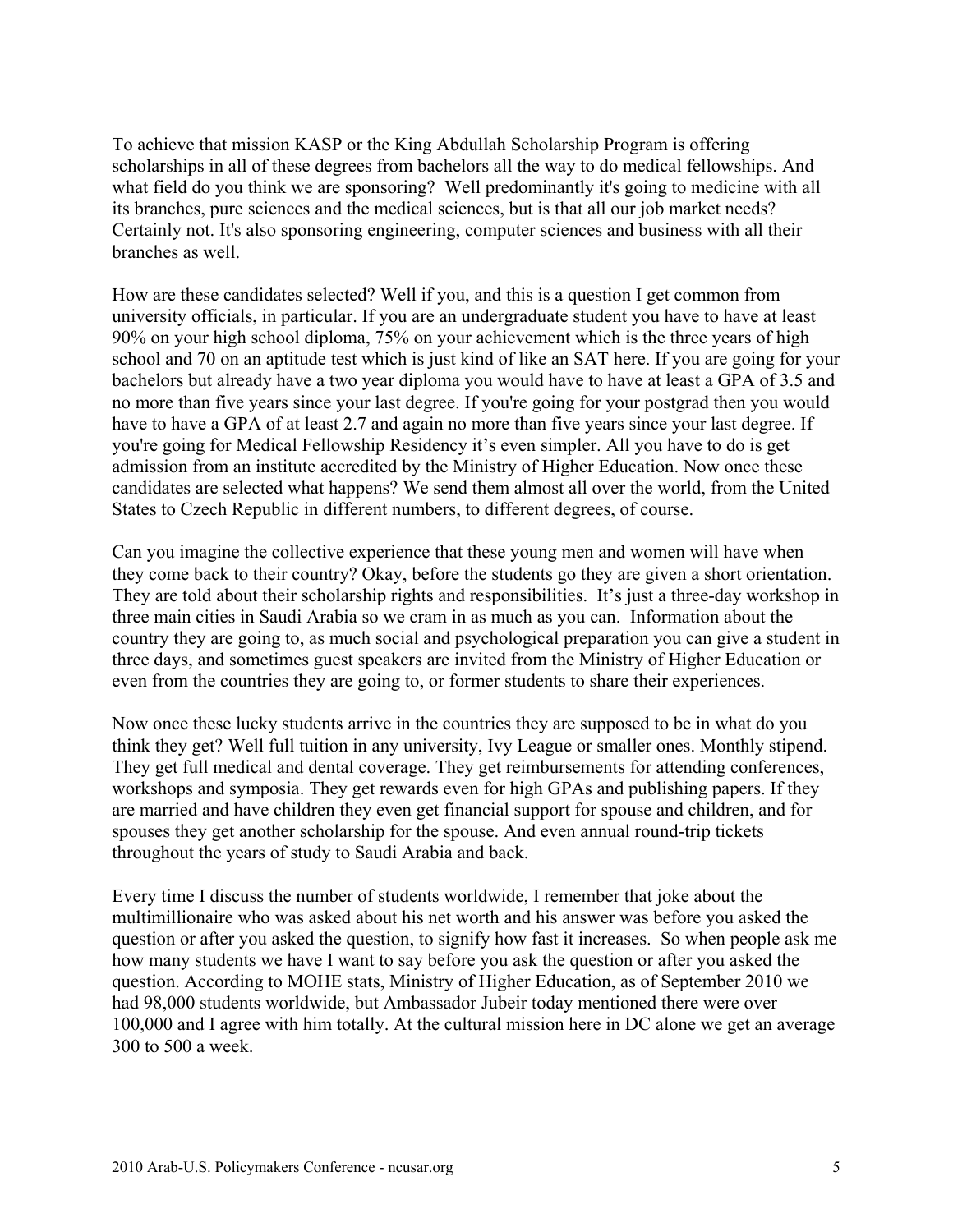To achieve that mission KASP or the King Abdullah Scholarship Program is offering scholarships in all of these degrees from bachelors all the way to do medical fellowships. And what field do you think we are sponsoring? Well predominantly it's going to medicine with all its branches, pure sciences and the medical sciences, but is that all our job market needs? Certainly not. It's also sponsoring engineering, computer sciences and business with all their branches as well.

How are these candidates selected? Well if you, and this is a question I get common from university officials, in particular. If you are an undergraduate student you have to have at least 90% on your high school diploma, 75% on your achievement which is the three years of high school and 70 on an aptitude test which is just kind of like an SAT here. If you are going for your bachelors but already have a two year diploma you would have to have at least a GPA of 3.5 and no more than five years since your last degree. If you're going for your postgrad then you would have to have a GPA of at least 2.7 and again no more than five years since your last degree. If you're going for Medical Fellowship Residency it's even simpler. All you have to do is get admission from an institute accredited by the Ministry of Higher Education. Now once these candidates are selected what happens? We send them almost all over the world, from the United States to Czech Republic in different numbers, to different degrees, of course.

Can you imagine the collective experience that these young men and women will have when they come back to their country? Okay, before the students go they are given a short orientation. They are told about their scholarship rights and responsibilities. It's just a three-day workshop in three main cities in Saudi Arabia so we cram in as much as you can. Information about the country they are going to, as much social and psychological preparation you can give a student in three days, and sometimes guest speakers are invited from the Ministry of Higher Education or even from the countries they are going to, or former students to share their experiences.

Now once these lucky students arrive in the countries they are supposed to be in what do you think they get? Well full tuition in any university, Ivy League or smaller ones. Monthly stipend. They get full medical and dental coverage. They get reimbursements for attending conferences, workshops and symposia. They get rewards even for high GPAs and publishing papers. If they are married and have children they even get financial support for spouse and children, and for spouses they get another scholarship for the spouse. And even annual round-trip tickets throughout the years of study to Saudi Arabia and back.

Every time I discuss the number of students worldwide, I remember that joke about the multimillionaire who was asked about his net worth and his answer was before you asked the question or after you asked the question, to signify how fast it increases. So when people ask me how many students we have I want to say before you ask the question or after you asked the question. According to MOHE stats, Ministry of Higher Education, as of September 2010 we had 98,000 students worldwide, but Ambassador Jubeir today mentioned there were over 100,000 and I agree with him totally. At the cultural mission here in DC alone we get an average 300 to 500 a week.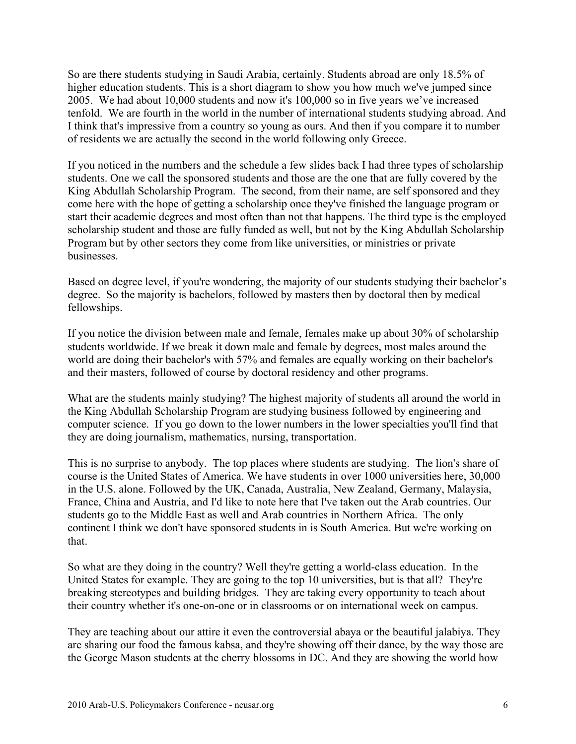So are there students studying in Saudi Arabia, certainly. Students abroad are only 18.5% of higher education students. This is a short diagram to show you how much we've jumped since 2005. We had about 10,000 students and now it's 100,000 so in five years we've increased tenfold. We are fourth in the world in the number of international students studying abroad. And I think that's impressive from a country so young as ours. And then if you compare it to number of residents we are actually the second in the world following only Greece.

If you noticed in the numbers and the schedule a few slides back I had three types of scholarship students. One we call the sponsored students and those are the one that are fully covered by the King Abdullah Scholarship Program. The second, from their name, are self sponsored and they come here with the hope of getting a scholarship once they've finished the language program or start their academic degrees and most often than not that happens. The third type is the employed scholarship student and those are fully funded as well, but not by the King Abdullah Scholarship Program but by other sectors they come from like universities, or ministries or private businesses.

Based on degree level, if you're wondering, the majority of our students studying their bachelor's degree. So the majority is bachelors, followed by masters then by doctoral then by medical fellowships.

If you notice the division between male and female, females make up about 30% of scholarship students worldwide. If we break it down male and female by degrees, most males around the world are doing their bachelor's with 57% and females are equally working on their bachelor's and their masters, followed of course by doctoral residency and other programs.

What are the students mainly studying? The highest majority of students all around the world in the King Abdullah Scholarship Program are studying business followed by engineering and computer science. If you go down to the lower numbers in the lower specialties you'll find that they are doing journalism, mathematics, nursing, transportation.

This is no surprise to anybody. The top places where students are studying. The lion's share of course is the United States of America. We have students in over 1000 universities here, 30,000 in the U.S. alone. Followed by the UK, Canada, Australia, New Zealand, Germany, Malaysia, France, China and Austria, and I'd like to note here that I've taken out the Arab countries. Our students go to the Middle East as well and Arab countries in Northern Africa. The only continent I think we don't have sponsored students in is South America. But we're working on that.

So what are they doing in the country? Well they're getting a world-class education. In the United States for example. They are going to the top 10 universities, but is that all? They're breaking stereotypes and building bridges. They are taking every opportunity to teach about their country whether it's one-on-one or in classrooms or on international week on campus.

They are teaching about our attire it even the controversial abaya or the beautiful jalabiya. They are sharing our food the famous kabsa, and they're showing off their dance, by the way those are the George Mason students at the cherry blossoms in DC. And they are showing the world how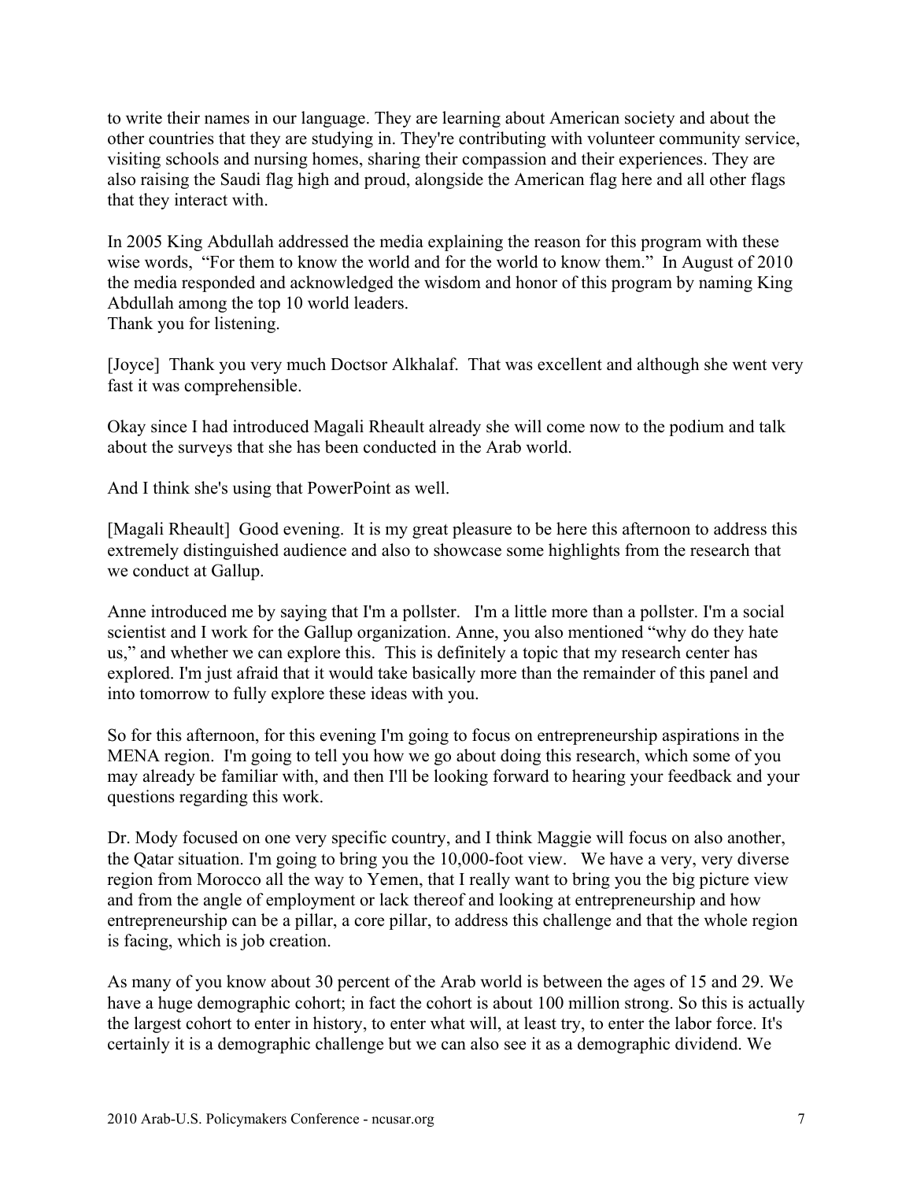to write their names in our language. They are learning about American society and about the other countries that they are studying in. They're contributing with volunteer community service, visiting schools and nursing homes, sharing their compassion and their experiences. They are also raising the Saudi flag high and proud, alongside the American flag here and all other flags that they interact with.

In 2005 King Abdullah addressed the media explaining the reason for this program with these wise words, "For them to know the world and for the world to know them." In August of 2010 the media responded and acknowledged the wisdom and honor of this program by naming King Abdullah among the top 10 world leaders.
Thank you for listening.

[Joyce] Thank you very much Doctsor Alkhalaf. That was excellent and although she went very fast it was comprehensible.

Okay since I had introduced Magali Rheault already she will come now to the podium and talk about the surveys that she has been conducted in the Arab world.

And I think she's using that PowerPoint as well.

[Magali Rheault] Good evening. It is my great pleasure to be here this afternoon to address this extremely distinguished audience and also to showcase some highlights from the research that we conduct at Gallup.

Anne introduced me by saying that I'm a pollster. I'm a little more than a pollster. I'm a social scientist and I work for the Gallup organization. Anne, you also mentioned "why do they hate us," and whether we can explore this. This is definitely a topic that my research center has explored. I'm just afraid that it would take basically more than the remainder of this panel and into tomorrow to fully explore these ideas with you.

So for this afternoon, for this evening I'm going to focus on entrepreneurship aspirations in the MENA region. I'm going to tell you how we go about doing this research, which some of you may already be familiar with, and then I'll be looking forward to hearing your feedback and your questions regarding this work.

Dr. Mody focused on one very specific country, and I think Maggie will focus on also another, the Qatar situation. I'm going to bring you the 10,000-foot view. We have a very, very diverse region from Morocco all the way to Yemen, that I really want to bring you the big picture view and from the angle of employment or lack thereof and looking at entrepreneurship and how entrepreneurship can be a pillar, a core pillar, to address this challenge and that the whole region is facing, which is job creation.

As many of you know about 30 percent of the Arab world is between the ages of 15 and 29. We have a huge demographic cohort; in fact the cohort is about 100 million strong. So this is actually the largest cohort to enter in history, to enter what will, at least try, to enter the labor force. It's certainly it is a demographic challenge but we can also see it as a demographic dividend. We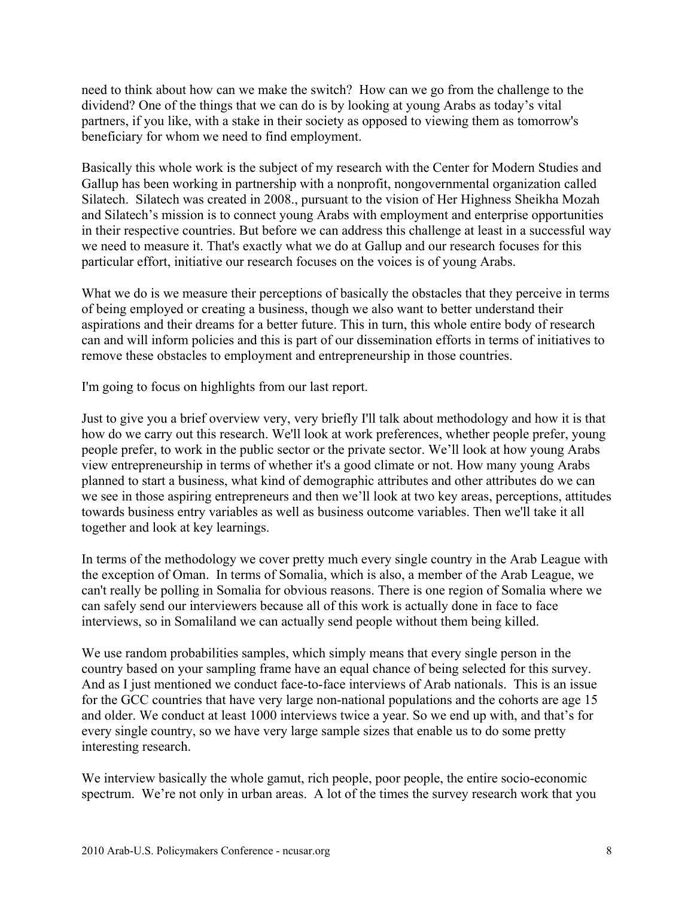need to think about how can we make the switch? How can we go from the challenge to the dividend? One of the things that we can do is by looking at young Arabs as today's vital partners, if you like, with a stake in their society as opposed to viewing them as tomorrow's beneficiary for whom we need to find employment.

Basically this whole work is the subject of my research with the Center for Modern Studies and Gallup has been working in partnership with a nonprofit, nongovernmental organization called Silatech. Silatech was created in 2008., pursuant to the vision of Her Highness Sheikha Mozah and Silatech's mission is to connect young Arabs with employment and enterprise opportunities in their respective countries. But before we can address this challenge at least in a successful way we need to measure it. That's exactly what we do at Gallup and our research focuses for this particular effort, initiative our research focuses on the voices is of young Arabs.

What we do is we measure their perceptions of basically the obstacles that they perceive in terms of being employed or creating a business, though we also want to better understand their aspirations and their dreams for a better future. This in turn, this whole entire body of research can and will inform policies and this is part of our dissemination efforts in terms of initiatives to remove these obstacles to employment and entrepreneurship in those countries.

I'm going to focus on highlights from our last report.

Just to give you a brief overview very, very briefly I'll talk about methodology and how it is that how do we carry out this research. We'll look at work preferences, whether people prefer, young people prefer, to work in the public sector or the private sector. We'll look at how young Arabs view entrepreneurship in terms of whether it's a good climate or not. How many young Arabs planned to start a business, what kind of demographic attributes and other attributes do we can we see in those aspiring entrepreneurs and then we'll look at two key areas, perceptions, attitudes towards business entry variables as well as business outcome variables. Then we'll take it all together and look at key learnings.

In terms of the methodology we cover pretty much every single country in the Arab League with the exception of Oman. In terms of Somalia, which is also, a member of the Arab League, we can't really be polling in Somalia for obvious reasons. There is one region of Somalia where we can safely send our interviewers because all of this work is actually done in face to face interviews, so in Somaliland we can actually send people without them being killed.

We use random probabilities samples, which simply means that every single person in the country based on your sampling frame have an equal chance of being selected for this survey. And as I just mentioned we conduct face-to-face interviews of Arab nationals. This is an issue for the GCC countries that have very large non-national populations and the cohorts are age 15 and older. We conduct at least 1000 interviews twice a year. So we end up with, and that's for every single country, so we have very large sample sizes that enable us to do some pretty interesting research.

We interview basically the whole gamut, rich people, poor people, the entire socio-economic spectrum. We're not only in urban areas. A lot of the times the survey research work that you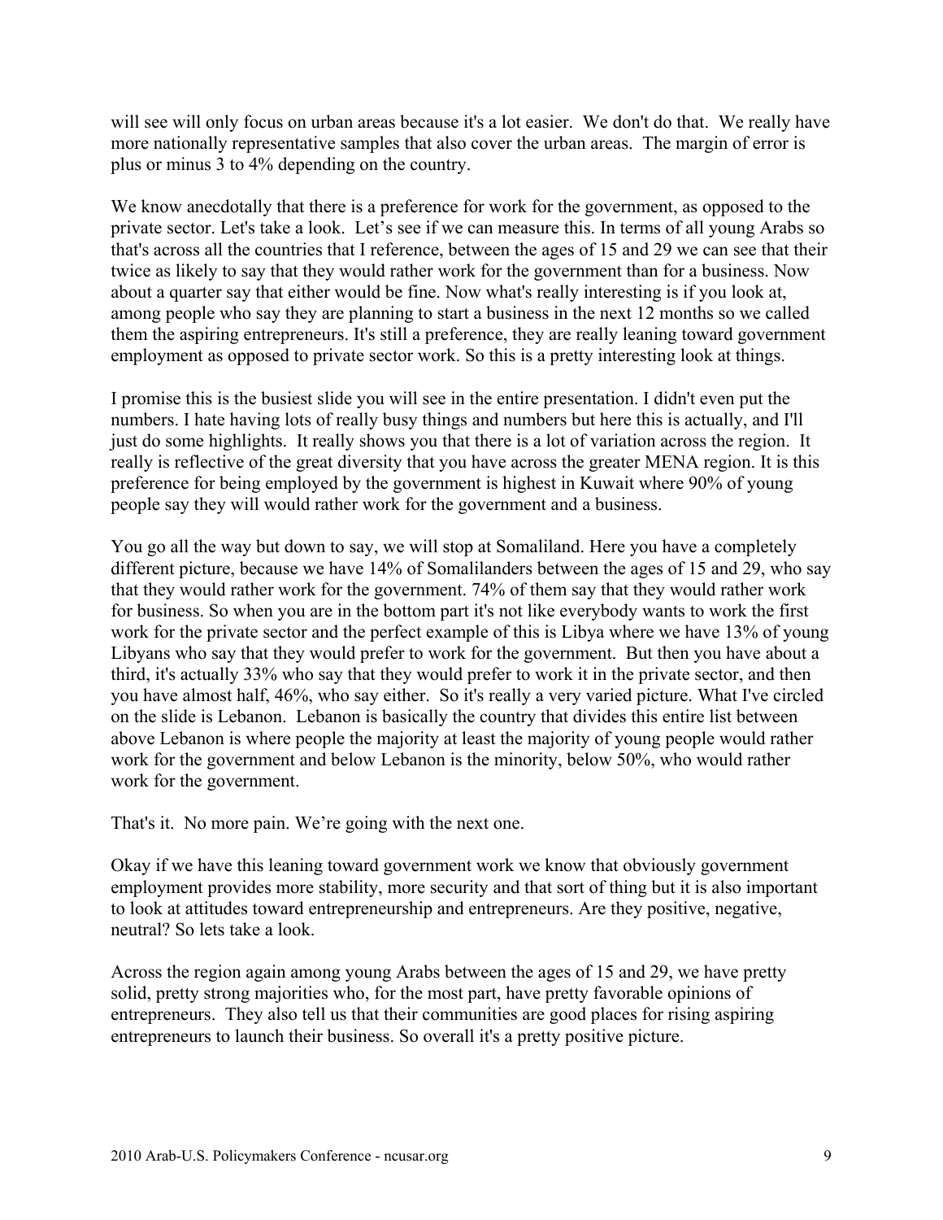will see will only focus on urban areas because it's a lot easier. We don't do that. We really have more nationally representative samples that also cover the urban areas. The margin of error is plus or minus 3 to 4% depending on the country.

We know anecdotally that there is a preference for work for the government, as opposed to the private sector. Let's take a look. Let's see if we can measure this. In terms of all young Arabs so that's across all the countries that I reference, between the ages of 15 and 29 we can see that their twice as likely to say that they would rather work for the government than for a business. Now about a quarter say that either would be fine. Now what's really interesting is if you look at, among people who say they are planning to start a business in the next 12 months so we called them the aspiring entrepreneurs. It's still a preference, they are really leaning toward government employment as opposed to private sector work. So this is a pretty interesting look at things.

I promise this is the busiest slide you will see in the entire presentation. I didn't even put the numbers. I hate having lots of really busy things and numbers but here this is actually, and I'll just do some highlights. It really shows you that there is a lot of variation across the region. It really is reflective of the great diversity that you have across the greater MENA region. It is this preference for being employed by the government is highest in Kuwait where 90% of young people say they will would rather work for the government and a business.

You go all the way but down to say, we will stop at Somaliland. Here you have a completely different picture, because we have 14% of Somalilanders between the ages of 15 and 29, who say that they would rather work for the government. 74% of them say that they would rather work for business. So when you are in the bottom part it's not like everybody wants to work the first work for the private sector and the perfect example of this is Libya where we have 13% of young Libyans who say that they would prefer to work for the government. But then you have about a third, it's actually 33% who say that they would prefer to work it in the private sector, and then you have almost half, 46%, who say either. So it's really a very varied picture. What I've circled on the slide is Lebanon. Lebanon is basically the country that divides this entire list between above Lebanon is where people the majority at least the majority of young people would rather work for the government and below Lebanon is the minority, below 50%, who would rather work for the government.

That's it. No more pain. We're going with the next one.

Okay if we have this leaning toward government work we know that obviously government employment provides more stability, more security and that sort of thing but it is also important to look at attitudes toward entrepreneurship and entrepreneurs. Are they positive, negative, neutral? So lets take a look.

Across the region again among young Arabs between the ages of 15 and 29, we have pretty solid, pretty strong majorities who, for the most part, have pretty favorable opinions of entrepreneurs. They also tell us that their communities are good places for rising aspiring entrepreneurs to launch their business. So overall it's a pretty positive picture.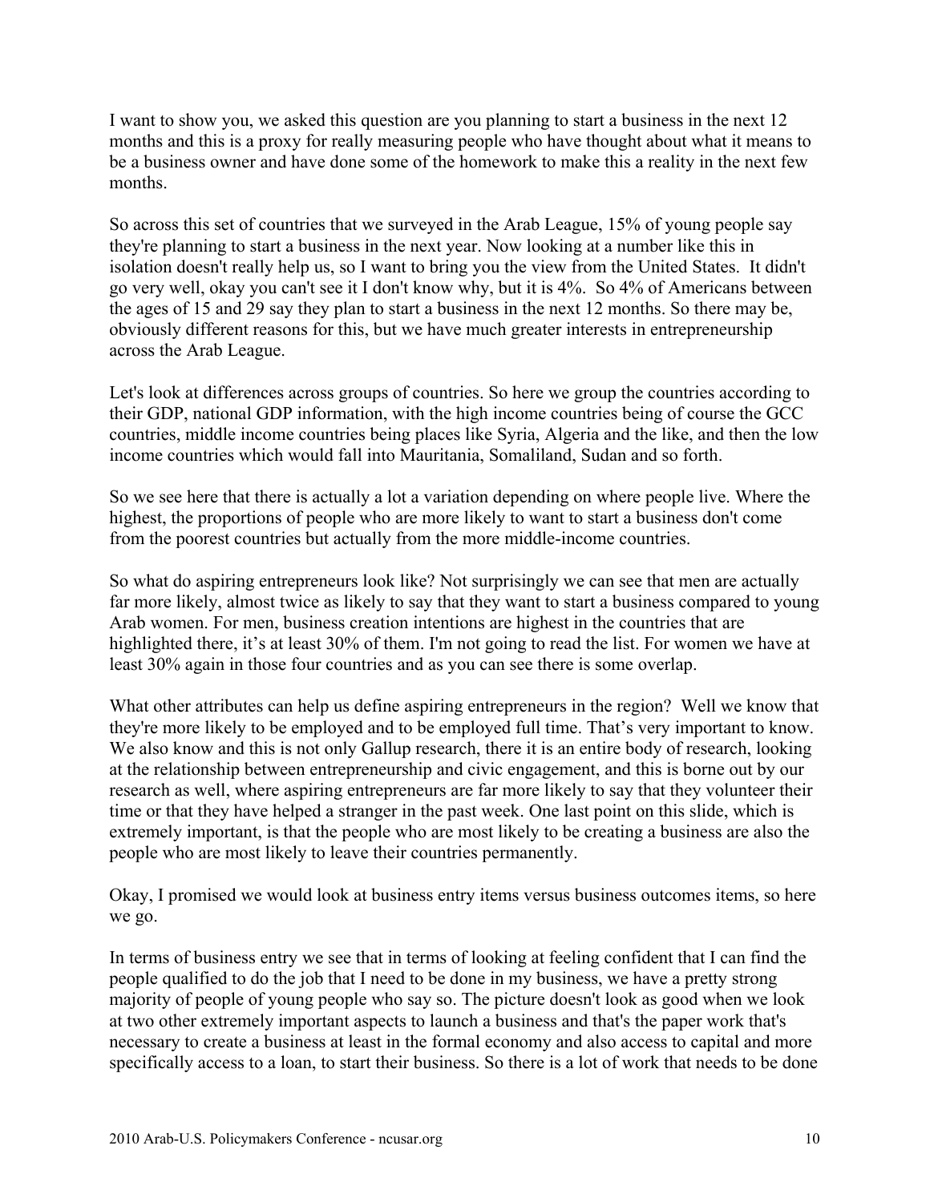I want to show you, we asked this question are you planning to start a business in the next 12 months and this is a proxy for really measuring people who have thought about what it means to be a business owner and have done some of the homework to make this a reality in the next few months.

So across this set of countries that we surveyed in the Arab League, 15% of young people say they're planning to start a business in the next year. Now looking at a number like this in isolation doesn't really help us, so I want to bring you the view from the United States. It didn't go very well, okay you can't see it I don't know why, but it is 4%. So 4% of Americans between the ages of 15 and 29 say they plan to start a business in the next 12 months. So there may be, obviously different reasons for this, but we have much greater interests in entrepreneurship across the Arab League.

Let's look at differences across groups of countries. So here we group the countries according to their GDP, national GDP information, with the high income countries being of course the GCC countries, middle income countries being places like Syria, Algeria and the like, and then the low income countries which would fall into Mauritania, Somaliland, Sudan and so forth.

So we see here that there is actually a lot a variation depending on where people live. Where the highest, the proportions of people who are more likely to want to start a business don't come from the poorest countries but actually from the more middle-income countries.

So what do aspiring entrepreneurs look like? Not surprisingly we can see that men are actually far more likely, almost twice as likely to say that they want to start a business compared to young Arab women. For men, business creation intentions are highest in the countries that are highlighted there, it's at least 30% of them. I'm not going to read the list. For women we have at least 30% again in those four countries and as you can see there is some overlap.

What other attributes can help us define aspiring entrepreneurs in the region? Well we know that they're more likely to be employed and to be employed full time. That's very important to know. We also know and this is not only Gallup research, there it is an entire body of research, looking at the relationship between entrepreneurship and civic engagement, and this is borne out by our research as well, where aspiring entrepreneurs are far more likely to say that they volunteer their time or that they have helped a stranger in the past week. One last point on this slide, which is extremely important, is that the people who are most likely to be creating a business are also the people who are most likely to leave their countries permanently.

Okay, I promised we would look at business entry items versus business outcomes items, so here we go.

In terms of business entry we see that in terms of looking at feeling confident that I can find the people qualified to do the job that I need to be done in my business, we have a pretty strong majority of people of young people who say so. The picture doesn't look as good when we look at two other extremely important aspects to launch a business and that's the paper work that's necessary to create a business at least in the formal economy and also access to capital and more specifically access to a loan, to start their business. So there is a lot of work that needs to be done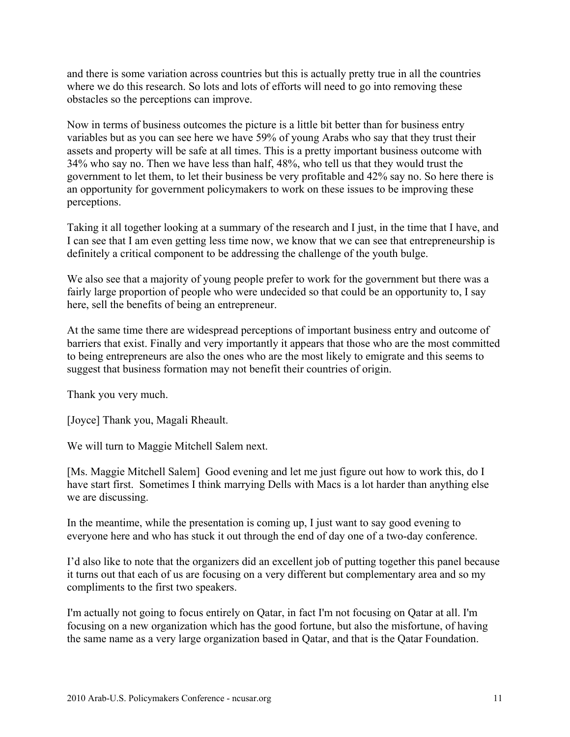and there is some variation across countries but this is actually pretty true in all the countries where we do this research. So lots and lots of efforts will need to go into removing these obstacles so the perceptions can improve.

Now in terms of business outcomes the picture is a little bit better than for business entry variables but as you can see here we have 59% of young Arabs who say that they trust their assets and property will be safe at all times. This is a pretty important business outcome with 34% who say no. Then we have less than half, 48%, who tell us that they would trust the government to let them, to let their business be very profitable and 42% say no. So here there is an opportunity for government policymakers to work on these issues to be improving these perceptions.

Taking it all together looking at a summary of the research and I just, in the time that I have, and I can see that I am even getting less time now, we know that we can see that entrepreneurship is definitely a critical component to be addressing the challenge of the youth bulge.

We also see that a majority of young people prefer to work for the government but there was a fairly large proportion of people who were undecided so that could be an opportunity to, I say here, sell the benefits of being an entrepreneur.

At the same time there are widespread perceptions of important business entry and outcome of barriers that exist. Finally and very importantly it appears that those who are the most committed to being entrepreneurs are also the ones who are the most likely to emigrate and this seems to suggest that business formation may not benefit their countries of origin.

Thank you very much.

[Joyce] Thank you, Magali Rheault.

We will turn to Maggie Mitchell Salem next.

[Ms. Maggie Mitchell Salem] Good evening and let me just figure out how to work this, do I have start first. Sometimes I think marrying Dells with Macs is a lot harder than anything else we are discussing.

In the meantime, while the presentation is coming up, I just want to say good evening to everyone here and who has stuck it out through the end of day one of a two-day conference.

I'd also like to note that the organizers did an excellent job of putting together this panel because it turns out that each of us are focusing on a very different but complementary area and so my compliments to the first two speakers.

I'm actually not going to focus entirely on Qatar, in fact I'm not focusing on Qatar at all. I'm focusing on a new organization which has the good fortune, but also the misfortune, of having the same name as a very large organization based in Qatar, and that is the Qatar Foundation.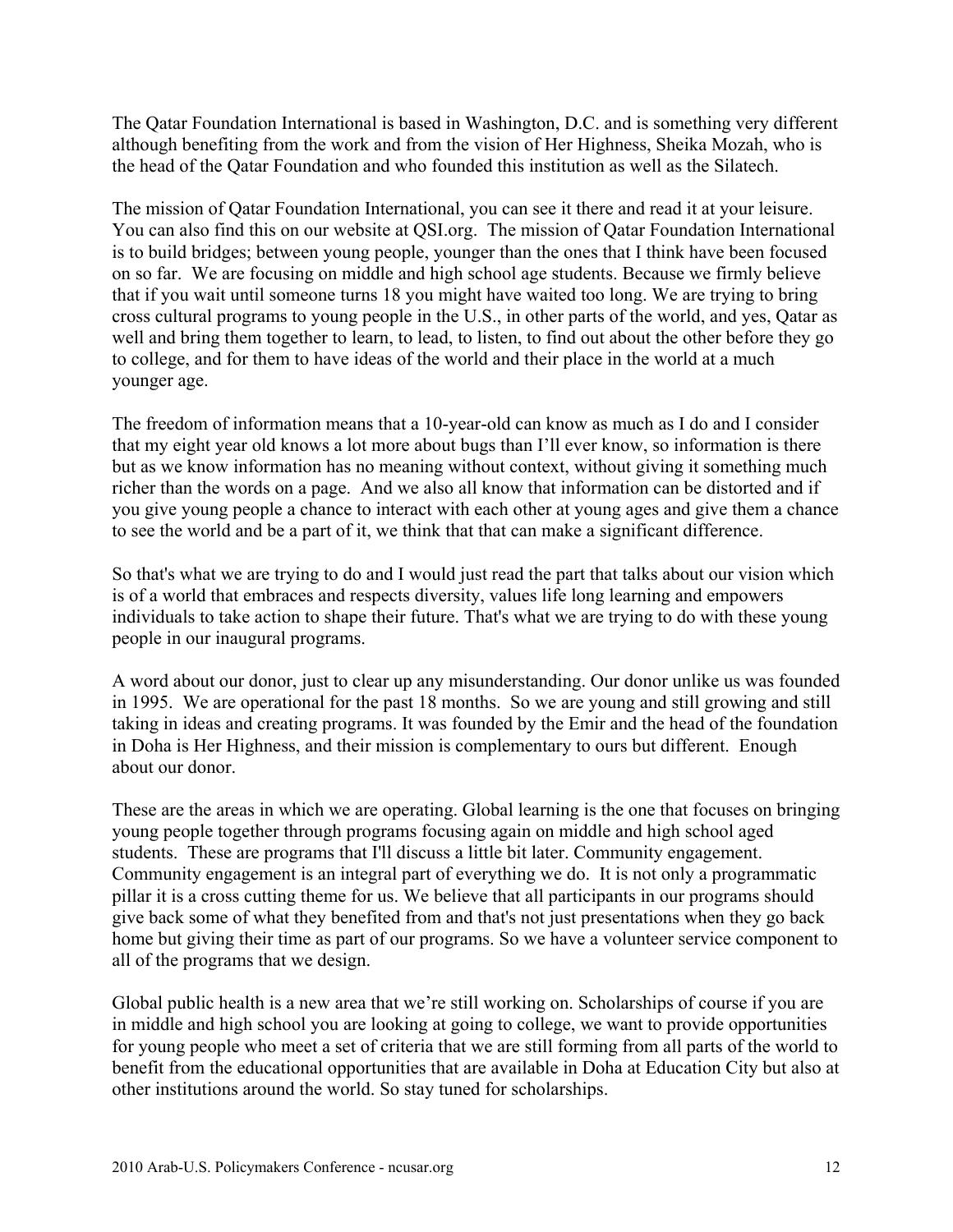The Qatar Foundation International is based in Washington, D.C. and is something very different although benefiting from the work and from the vision of Her Highness, Sheika Mozah, who is the head of the Qatar Foundation and who founded this institution as well as the Silatech.

The mission of Qatar Foundation International, you can see it there and read it at your leisure. You can also find this on our website at QSI.org. The mission of Qatar Foundation International is to build bridges; between young people, younger than the ones that I think have been focused on so far. We are focusing on middle and high school age students. Because we firmly believe that if you wait until someone turns 18 you might have waited too long. We are trying to bring cross cultural programs to young people in the U.S., in other parts of the world, and yes, Qatar as well and bring them together to learn, to lead, to listen, to find out about the other before they go to college, and for them to have ideas of the world and their place in the world at a much younger age.

The freedom of information means that a 10-year-old can know as much as I do and I consider that my eight year old knows a lot more about bugs than I'll ever know, so information is there but as we know information has no meaning without context, without giving it something much richer than the words on a page. And we also all know that information can be distorted and if you give young people a chance to interact with each other at young ages and give them a chance to see the world and be a part of it, we think that that can make a significant difference.

So that's what we are trying to do and I would just read the part that talks about our vision which is of a world that embraces and respects diversity, values life long learning and empowers individuals to take action to shape their future. That's what we are trying to do with these young people in our inaugural programs.

A word about our donor, just to clear up any misunderstanding. Our donor unlike us was founded in 1995. We are operational for the past 18 months. So we are young and still growing and still taking in ideas and creating programs. It was founded by the Emir and the head of the foundation in Doha is Her Highness, and their mission is complementary to ours but different. Enough about our donor.

These are the areas in which we are operating. Global learning is the one that focuses on bringing young people together through programs focusing again on middle and high school aged students. These are programs that I'll discuss a little bit later. Community engagement. Community engagement is an integral part of everything we do. It is not only a programmatic pillar it is a cross cutting theme for us. We believe that all participants in our programs should give back some of what they benefited from and that's not just presentations when they go back home but giving their time as part of our programs. So we have a volunteer service component to all of the programs that we design.

Global public health is a new area that we're still working on. Scholarships of course if you are in middle and high school you are looking at going to college, we want to provide opportunities for young people who meet a set of criteria that we are still forming from all parts of the world to benefit from the educational opportunities that are available in Doha at Education City but also at other institutions around the world. So stay tuned for scholarships.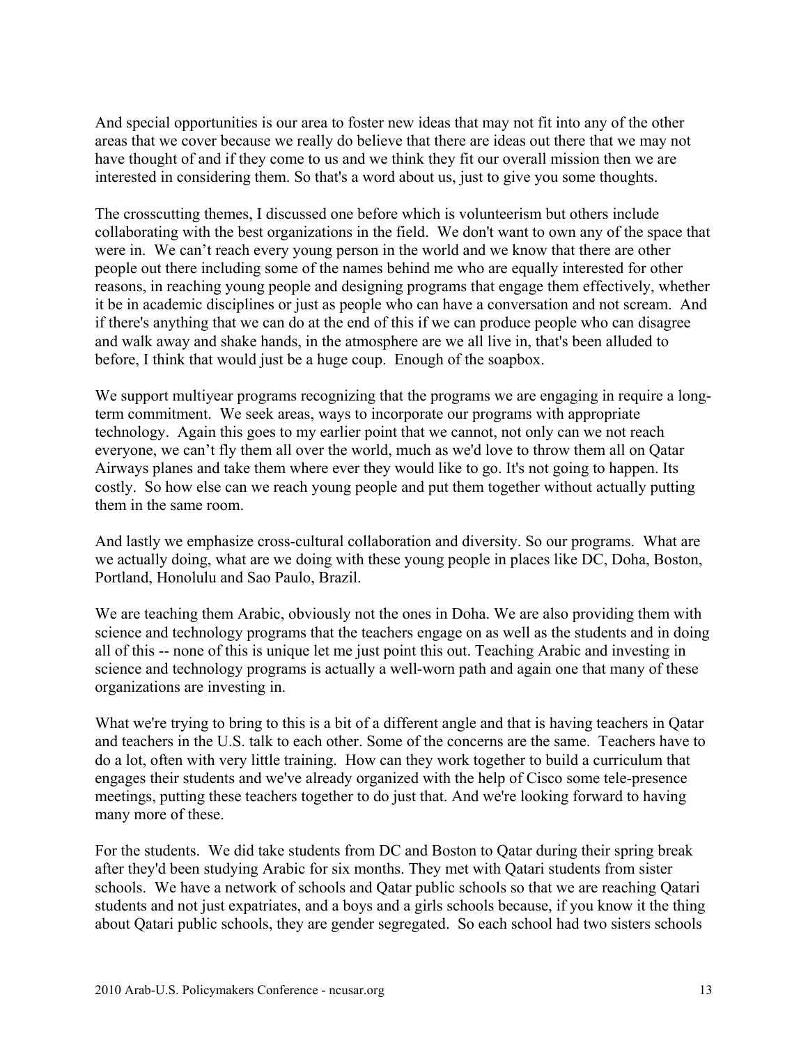And special opportunities is our area to foster new ideas that may not fit into any of the other areas that we cover because we really do believe that there are ideas out there that we may not have thought of and if they come to us and we think they fit our overall mission then we are interested in considering them. So that's a word about us, just to give you some thoughts.

The crosscutting themes, I discussed one before which is volunteerism but others include collaborating with the best organizations in the field. We don't want to own any of the space that were in. We can't reach every young person in the world and we know that there are other people out there including some of the names behind me who are equally interested for other reasons, in reaching young people and designing programs that engage them effectively, whether it be in academic disciplines or just as people who can have a conversation and not scream. And if there's anything that we can do at the end of this if we can produce people who can disagree and walk away and shake hands, in the atmosphere are we all live in, that's been alluded to before, I think that would just be a huge coup. Enough of the soapbox.

We support multiyear programs recognizing that the programs we are engaging in require a long-term commitment. We seek areas, ways to incorporate our programs with appropriate technology. Again this goes to my earlier point that we cannot, not only can we not reach everyone, we can't fly them all over the world, much as we'd love to throw them all on Qatar Airways planes and take them where ever they would like to go. It's not going to happen. Its costly. So how else can we reach young people and put them together without actually putting them in the same room.

And lastly we emphasize cross-cultural collaboration and diversity. So our programs. What are we actually doing, what are we doing with these young people in places like DC, Doha, Boston, Portland, Honolulu and Sao Paulo, Brazil.

We are teaching them Arabic, obviously not the ones in Doha. We are also providing them with science and technology programs that the teachers engage on as well as the students and in doing all of this -- none of this is unique let me just point this out. Teaching Arabic and investing in science and technology programs is actually a well-worn path and again one that many of these organizations are investing in.

What we're trying to bring to this is a bit of a different angle and that is having teachers in Qatar and teachers in the U.S. talk to each other. Some of the concerns are the same. Teachers have to do a lot, often with very little training. How can they work together to build a curriculum that engages their students and we've already organized with the help of Cisco some tele-presence meetings, putting these teachers together to do just that. And we're looking forward to having many more of these.

For the students. We did take students from DC and Boston to Qatar during their spring break after they'd been studying Arabic for six months. They met with Qatari students from sister schools. We have a network of schools and Qatar public schools so that we are reaching Qatari students and not just expatriates, and a boys and a girls schools because, if you know it the thing about Qatari public schools, they are gender segregated. So each school had two sisters schools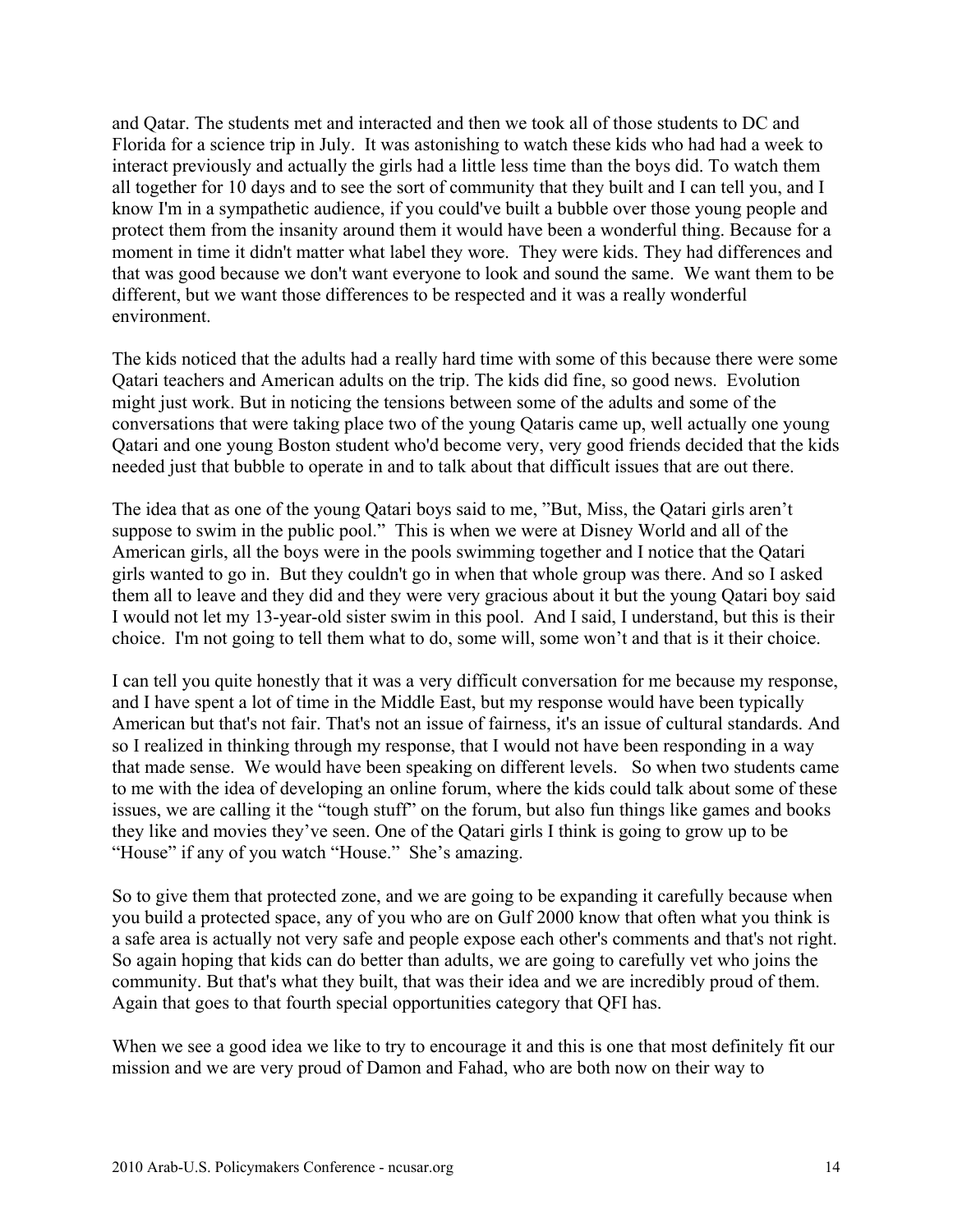and Qatar. The students met and interacted and then we took all of those students to DC and Florida for a science trip in July. It was astonishing to watch these kids who had had a week to interact previously and actually the girls had a little less time than the boys did. To watch them all together for 10 days and to see the sort of community that they built and I can tell you, and I know I'm in a sympathetic audience, if you could've built a bubble over those young people and protect them from the insanity around them it would have been a wonderful thing. Because for a moment in time it didn't matter what label they wore. They were kids. They had differences and that was good because we don't want everyone to look and sound the same. We want them to be different, but we want those differences to be respected and it was a really wonderful environment.

The kids noticed that the adults had a really hard time with some of this because there were some Qatari teachers and American adults on the trip. The kids did fine, so good news. Evolution might just work. But in noticing the tensions between some of the adults and some of the conversations that were taking place two of the young Qataris came up, well actually one young Qatari and one young Boston student who'd become very, very good friends decided that the kids needed just that bubble to operate in and to talk about that difficult issues that are out there.

The idea that as one of the young Qatari boys said to me, "But, Miss, the Qatari girls aren't suppose to swim in the public pool." This is when we were at Disney World and all of the American girls, all the boys were in the pools swimming together and I notice that the Qatari girls wanted to go in. But they couldn't go in when that whole group was there. And so I asked them all to leave and they did and they were very gracious about it but the young Qatari boy said I would not let my 13-year-old sister swim in this pool. And I said, I understand, but this is their choice. I'm not going to tell them what to do, some will, some won't and that is it their choice.

I can tell you quite honestly that it was a very difficult conversation for me because my response, and I have spent a lot of time in the Middle East, but my response would have been typically American but that's not fair. That's not an issue of fairness, it's an issue of cultural standards. And so I realized in thinking through my response, that I would not have been responding in a way that made sense. We would have been speaking on different levels. So when two students came to me with the idea of developing an online forum, where the kids could talk about some of these issues, we are calling it the "tough stuff" on the forum, but also fun things like games and books they like and movies they've seen. One of the Qatari girls I think is going to grow up to be "House" if any of you watch "House." She's amazing.

So to give them that protected zone, and we are going to be expanding it carefully because when you build a protected space, any of you who are on Gulf 2000 know that often what you think is a safe area is actually not very safe and people expose each other's comments and that's not right. So again hoping that kids can do better than adults, we are going to carefully vet who joins the community. But that's what they built, that was their idea and we are incredibly proud of them. Again that goes to that fourth special opportunities category that QFI has.

When we see a good idea we like to try to encourage it and this is one that most definitely fit our mission and we are very proud of Damon and Fahad, who are both now on their way to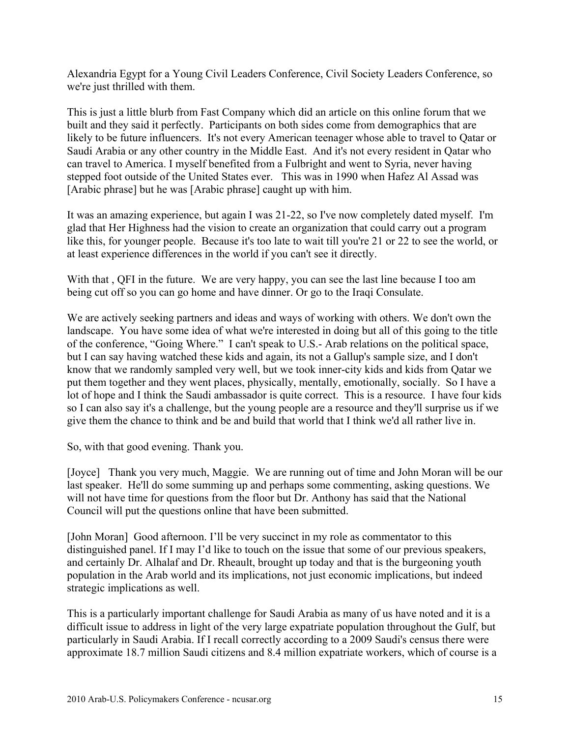Alexandria Egypt for a Young Civil Leaders Conference, Civil Society Leaders Conference, so we're just thrilled with them.

This is just a little blurb from Fast Company which did an article on this online forum that we built and they said it perfectly. Participants on both sides come from demographics that are likely to be future influencers. It's not every American teenager whose able to travel to Qatar or Saudi Arabia or any other country in the Middle East. And it's not every resident in Qatar who can travel to America. I myself benefited from a Fulbright and went to Syria, never having stepped foot outside of the United States ever. This was in 1990 when Hafez Al Assad was [Arabic phrase] but he was [Arabic phrase] caught up with him.

It was an amazing experience, but again I was 21-22, so I've now completely dated myself. I'm glad that Her Highness had the vision to create an organization that could carry out a program like this, for younger people. Because it's too late to wait till you're 21 or 22 to see the world, or at least experience differences in the world if you can't see it directly.

With that , QFI in the future. We are very happy, you can see the last line because I too am being cut off so you can go home and have dinner. Or go to the Iraqi Consulate.

We are actively seeking partners and ideas and ways of working with others. We don't own the landscape. You have some idea of what we're interested in doing but all of this going to the title of the conference, "Going Where." I can't speak to U.S.- Arab relations on the political space, but I can say having watched these kids and again, its not a Gallup's sample size, and I don't know that we randomly sampled very well, but we took inner-city kids and kids from Qatar we put them together and they went places, physically, mentally, emotionally, socially. So I have a lot of hope and I think the Saudi ambassador is quite correct. This is a resource. I have four kids so I can also say it's a challenge, but the young people are a resource and they'll surprise us if we give them the chance to think and be and build that world that I think we'd all rather live in.

So, with that good evening. Thank you.

[Joyce] Thank you very much, Maggie. We are running out of time and John Moran will be our last speaker. He'll do some summing up and perhaps some commenting, asking questions. We will not have time for questions from the floor but Dr. Anthony has said that the National Council will put the questions online that have been submitted.

[John Moran] Good afternoon. I'll be very succinct in my role as commentator to this distinguished panel. If I may I'd like to touch on the issue that some of our previous speakers, and certainly Dr. Alhalaf and Dr. Rheault, brought up today and that is the burgeoning youth population in the Arab world and its implications, not just economic implications, but indeed strategic implications as well.

This is a particularly important challenge for Saudi Arabia as many of us have noted and it is a difficult issue to address in light of the very large expatriate population throughout the Gulf, but particularly in Saudi Arabia. If I recall correctly according to a 2009 Saudi's census there were approximate 18.7 million Saudi citizens and 8.4 million expatriate workers, which of course is a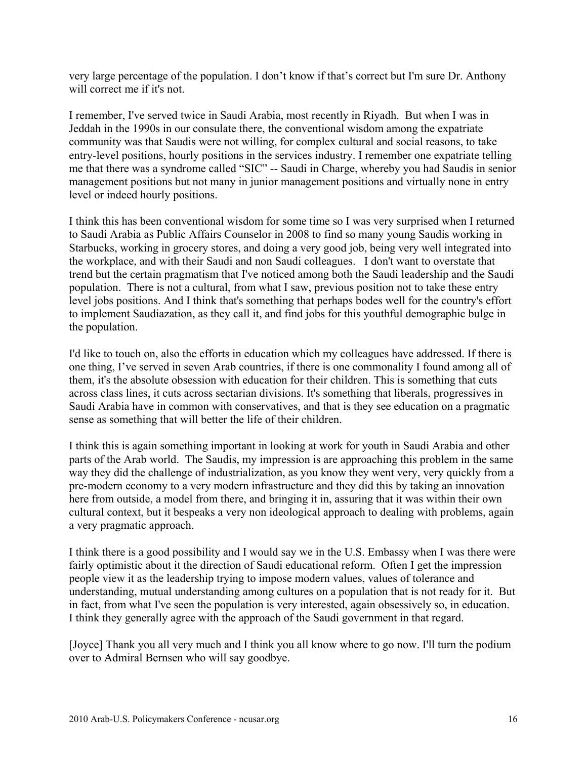very large percentage of the population. I don’t know if that’s correct but I'm sure Dr. Anthony will correct me if it's not.

I remember, I've served twice in Saudi Arabia, most recently in Riyadh. But when I was in Jeddah in the 1990s in our consulate there, the conventional wisdom among the expatriate community was that Saudis were not willing, for complex cultural and social reasons, to take entry-level positions, hourly positions in the services industry. I remember one expatriate telling me that there was a syndrome called “SIC” -- Saudi in Charge, whereby you had Saudis in senior management positions but not many in junior management positions and virtually none in entry level or indeed hourly positions.

I think this has been conventional wisdom for some time so I was very surprised when I returned to Saudi Arabia as Public Affairs Counselor in 2008 to find so many young Saudis working in Starbucks, working in grocery stores, and doing a very good job, being very well integrated into the workplace, and with their Saudi and non Saudi colleagues. I don't want to overstate that trend but the certain pragmatism that I've noticed among both the Saudi leadership and the Saudi population. There is not a cultural, from what I saw, previous position not to take these entry level jobs positions. And I think that's something that perhaps bodes well for the country's effort to implement Saudiazation, as they call it, and find jobs for this youthful demographic bulge in the population.

I'd like to touch on, also the efforts in education which my colleagues have addressed. If there is one thing, I’ve served in seven Arab countries, if there is one commonality I found among all of them, it's the absolute obsession with education for their children. This is something that cuts across class lines, it cuts across sectarian divisions. It's something that liberals, progressives in Saudi Arabia have in common with conservatives, and that is they see education on a pragmatic sense as something that will better the life of their children.

I think this is again something important in looking at work for youth in Saudi Arabia and other parts of the Arab world. The Saudis, my impression is are approaching this problem in the same way they did the challenge of industrialization, as you know they went very, very quickly from a pre-modern economy to a very modern infrastructure and they did this by taking an innovation here from outside, a model from there, and bringing it in, assuring that it was within their own cultural context, but it bespeaks a very non ideological approach to dealing with problems, again a very pragmatic approach.

I think there is a good possibility and I would say we in the U.S. Embassy when I was there were fairly optimistic about it the direction of Saudi educational reform. Often I get the impression people view it as the leadership trying to impose modern values, values of tolerance and understanding, mutual understanding among cultures on a population that is not ready for it. But in fact, from what I've seen the population is very interested, again obsessively so, in education. I think they generally agree with the approach of the Saudi government in that regard.

[Joyce] Thank you all very much and I think you all know where to go now. I'll turn the podium over to Admiral Bernsen who will say goodbye.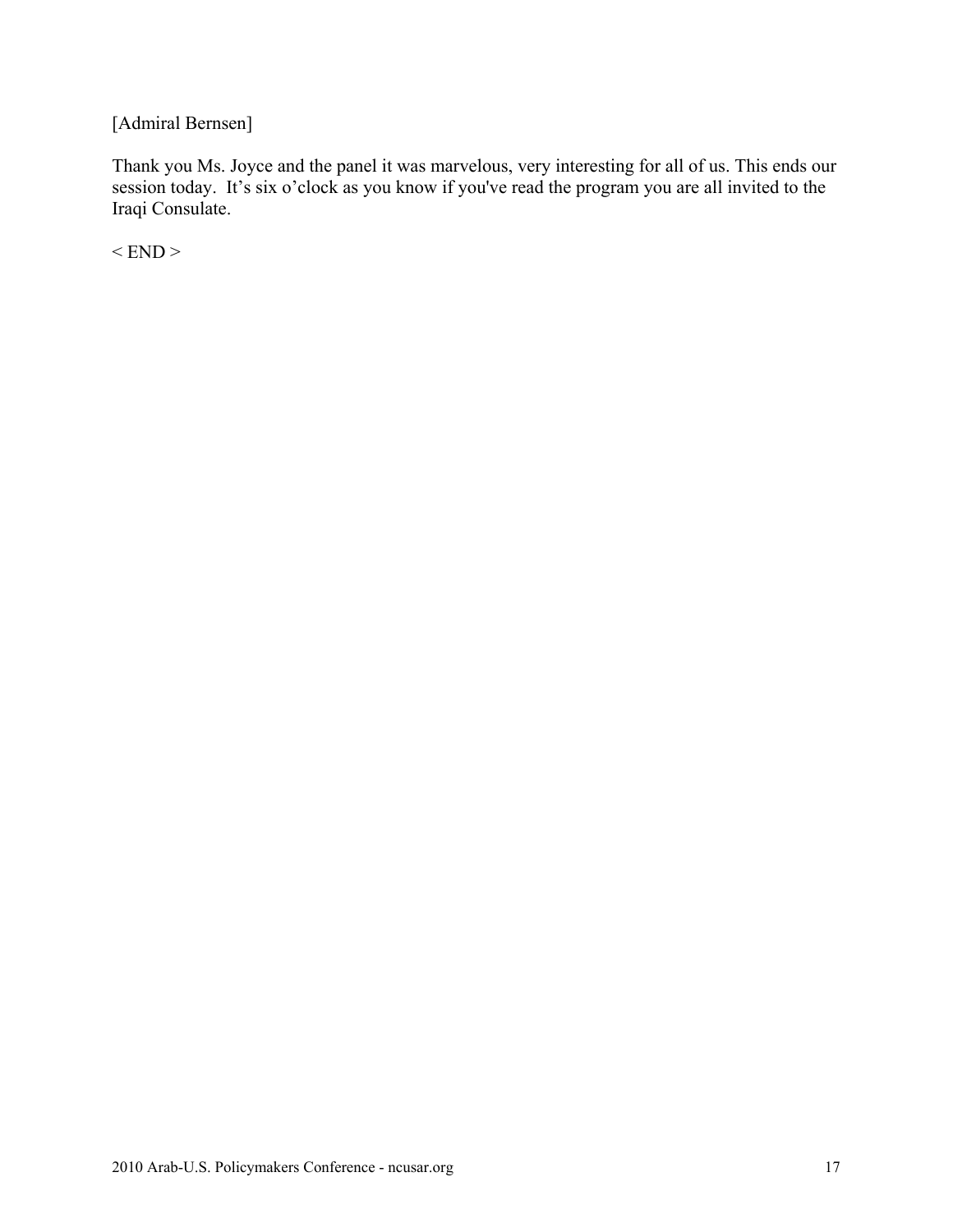[Admiral Bernsen]

Thank you Ms. Joyce and the panel it was marvelous, very interesting for all of us. This ends our session today. It's six o'clock as you know if you've read the program you are all invited to the Iraqi Consulate.

< END >